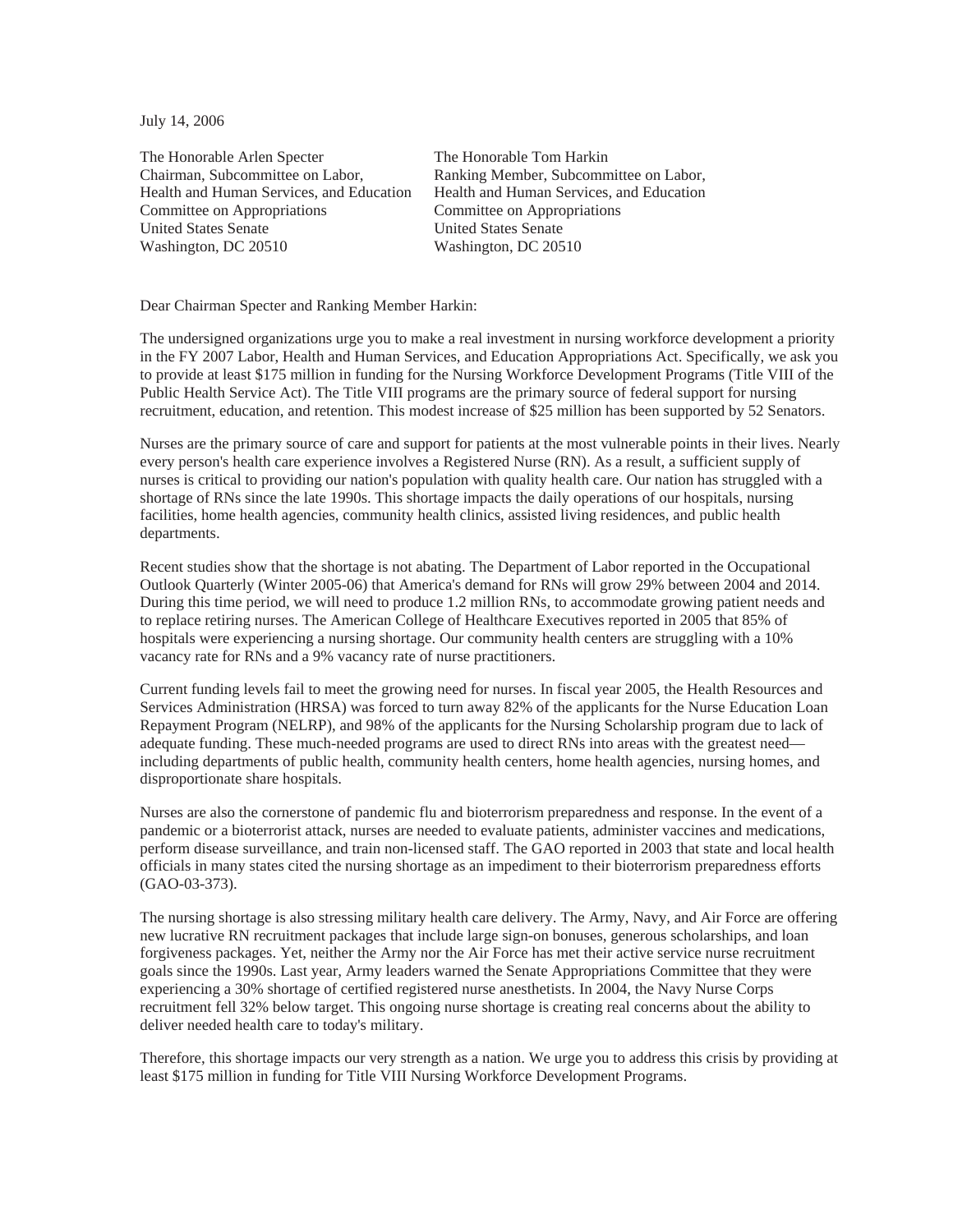July 14, 2006

The Honorable Arlen Specter
Chairman, Subcommittee on Labor, Health and Human Services, and Education
Committee on Appropriations
United States Senate
Washington, DC 20510

The Honorable Tom Harkin
Ranking Member, Subcommittee on Labor, Health and Human Services, and Education
Committee on Appropriations
United States Senate
Washington, DC 20510

Dear Chairman Specter and Ranking Member Harkin:

The undersigned organizations urge you to make a real investment in nursing workforce development a priority in the FY 2007 Labor, Health and Human Services, and Education Appropriations Act. Specifically, we ask you to provide at least $175 million in funding for the Nursing Workforce Development Programs (Title VIII of the Public Health Service Act). The Title VIII programs are the primary source of federal support for nursing recruitment, education, and retention. This modest increase of $25 million has been supported by 52 Senators.

Nurses are the primary source of care and support for patients at the most vulnerable points in their lives. Nearly every person's health care experience involves a Registered Nurse (RN). As a result, a sufficient supply of nurses is critical to providing our nation's population with quality health care. Our nation has struggled with a shortage of RNs since the late 1990s. This shortage impacts the daily operations of our hospitals, nursing facilities, home health agencies, community health clinics, assisted living residences, and public health departments.

Recent studies show that the shortage is not abating. The Department of Labor reported in the Occupational Outlook Quarterly (Winter 2005-06) that America's demand for RNs will grow 29% between 2004 and 2014. During this time period, we will need to produce 1.2 million RNs, to accommodate growing patient needs and to replace retiring nurses. The American College of Healthcare Executives reported in 2005 that 85% of hospitals were experiencing a nursing shortage. Our community health centers are struggling with a 10% vacancy rate for RNs and a 9% vacancy rate of nurse practitioners.

Current funding levels fail to meet the growing need for nurses. In fiscal year 2005, the Health Resources and Services Administration (HRSA) was forced to turn away 82% of the applicants for the Nurse Education Loan Repayment Program (NELRP), and 98% of the applicants for the Nursing Scholarship program due to lack of adequate funding. These much-needed programs are used to direct RNs into areas with the greatest need—including departments of public health, community health centers, home health agencies, nursing homes, and disproportionate share hospitals.

Nurses are also the cornerstone of pandemic flu and bioterrorism preparedness and response. In the event of a pandemic or a bioterrorist attack, nurses are needed to evaluate patients, administer vaccines and medications, perform disease surveillance, and train non-licensed staff. The GAO reported in 2003 that state and local health officials in many states cited the nursing shortage as an impediment to their bioterrorism preparedness efforts (GAO-03-373).

The nursing shortage is also stressing military health care delivery. The Army, Navy, and Air Force are offering new lucrative RN recruitment packages that include large sign-on bonuses, generous scholarships, and loan forgiveness packages. Yet, neither the Army nor the Air Force has met their active service nurse recruitment goals since the 1990s. Last year, Army leaders warned the Senate Appropriations Committee that they were experiencing a 30% shortage of certified registered nurse anesthetists. In 2004, the Navy Nurse Corps recruitment fell 32% below target. This ongoing nurse shortage is creating real concerns about the ability to deliver needed health care to today's military.

Therefore, this shortage impacts our very strength as a nation. We urge you to address this crisis by providing at least $175 million in funding for Title VIII Nursing Workforce Development Programs.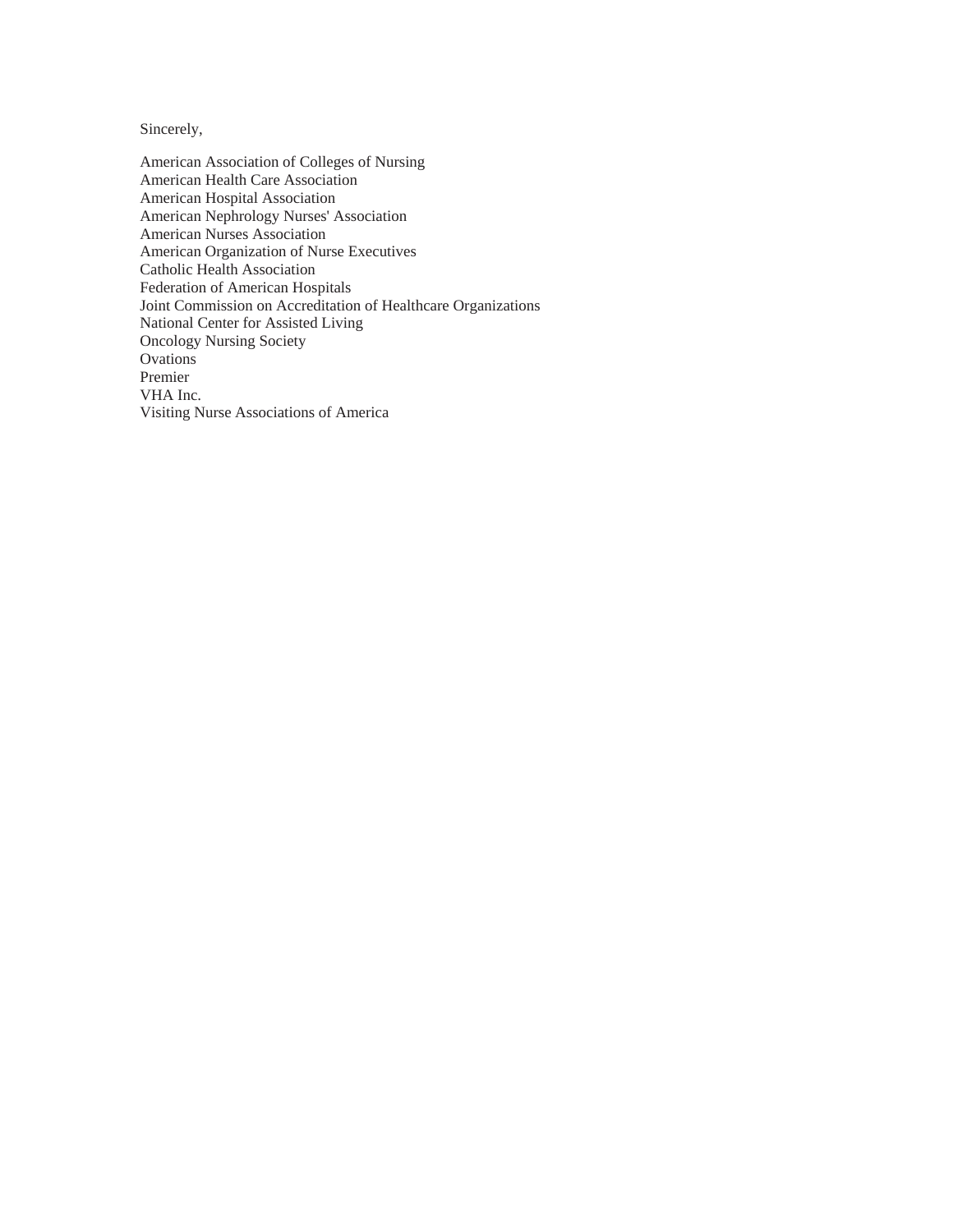Sincerely,

American Association of Colleges of Nursing
American Health Care Association
American Hospital Association
American Nephrology Nurses' Association
American Nurses Association
American Organization of Nurse Executives
Catholic Health Association
Federation of American Hospitals
Joint Commission on Accreditation of Healthcare Organizations
National Center for Assisted Living
Oncology Nursing Society
Ovations
Premier
VHA Inc.
Visiting Nurse Associations of America